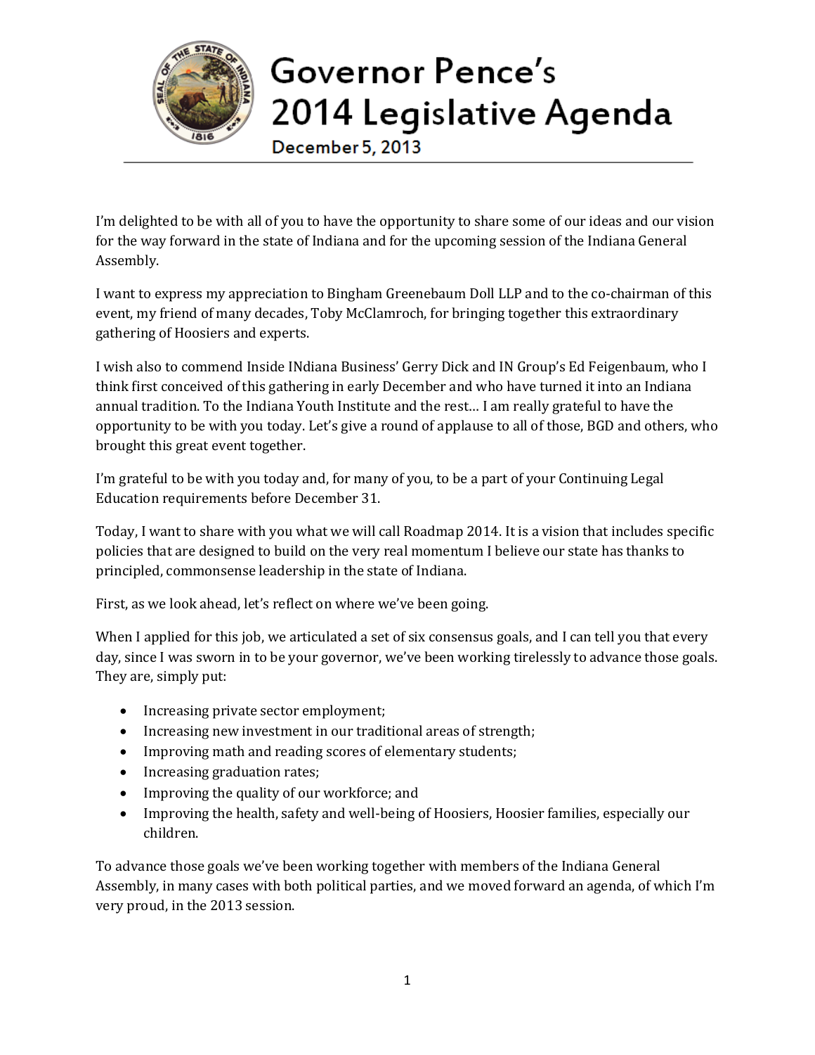# Governor Pence's 2014 Legislative Agenda

December 5, 2013

I'm delighted to be with all of you to have the opportunity to share some of our ideas and our vision for the way forward in the state of Indiana and for the upcoming session of the Indiana General Assembly.

I want to express my appreciation to Bingham Greenebaum Doll LLP and to the co-chairman of this event, my friend of many decades, Toby McClamroch, for bringing together this extraordinary gathering of Hoosiers and experts.

I wish also to commend Inside INdiana Business' Gerry Dick and IN Group's Ed Feigenbaum, who I think first conceived of this gathering in early December and who have turned it into an Indiana annual tradition. To the Indiana Youth Institute and the rest… I am really grateful to have the opportunity to be with you today. Let's give a round of applause to all of those, BGD and others, who brought this great event together.

I'm grateful to be with you today and, for many of you, to be a part of your Continuing Legal Education requirements before December 31.

Today, I want to share with you what we will call Roadmap 2014. It is a vision that includes specific policies that are designed to build on the very real momentum I believe our state has thanks to principled, commonsense leadership in the state of Indiana.

First, as we look ahead, let's reflect on where we've been going.

When I applied for this job, we articulated a set of six consensus goals, and I can tell you that every day, since I was sworn in to be your governor, we've been working tirelessly to advance those goals. They are, simply put:

- Increasing private sector employment;
- Increasing new investment in our traditional areas of strength;
- Improving math and reading scores of elementary students;
- Increasing graduation rates;
- Improving the quality of our workforce; and
- Improving the health, safety and well-being of Hoosiers, Hoosier families, especially our children.

To advance those goals we've been working together with members of the Indiana General Assembly, in many cases with both political parties, and we moved forward an agenda, of which I'm very proud, in the 2013 session.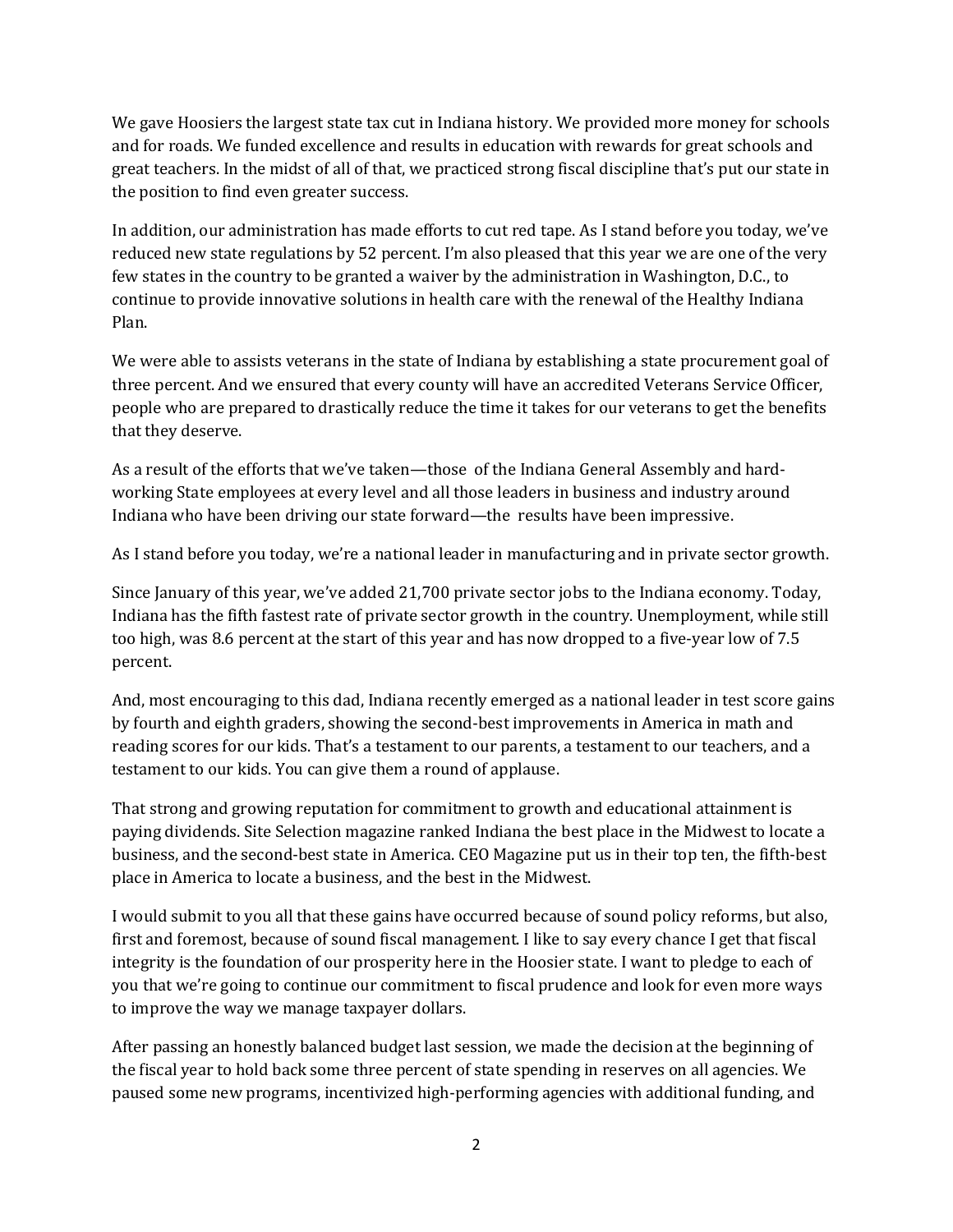We gave Hoosiers the largest state tax cut in Indiana history. We provided more money for schools and for roads. We funded excellence and results in education with rewards for great schools and great teachers. In the midst of all of that, we practiced strong fiscal discipline that's put our state in the position to find even greater success.

In addition, our administration has made efforts to cut red tape. As I stand before you today, we've reduced new state regulations by 52 percent. I'm also pleased that this year we are one of the very few states in the country to be granted a waiver by the administration in Washington, D.C., to continue to provide innovative solutions in health care with the renewal of the Healthy Indiana Plan.

We were able to assists veterans in the state of Indiana by establishing a state procurement goal of three percent. And we ensured that every county will have an accredited Veterans Service Officer, people who are prepared to drastically reduce the time it takes for our veterans to get the benefits that they deserve.

As a result of the efforts that we've taken—those of the Indiana General Assembly and hard-working State employees at every level and all those leaders in business and industry around Indiana who have been driving our state forward—the results have been impressive.

As I stand before you today, we're a national leader in manufacturing and in private sector growth.

Since January of this year, we've added 21,700 private sector jobs to the Indiana economy. Today, Indiana has the fifth fastest rate of private sector growth in the country. Unemployment, while still too high, was 8.6 percent at the start of this year and has now dropped to a five-year low of 7.5 percent.

And, most encouraging to this dad, Indiana recently emerged as a national leader in test score gains by fourth and eighth graders, showing the second-best improvements in America in math and reading scores for our kids. That's a testament to our parents, a testament to our teachers, and a testament to our kids. You can give them a round of applause.

That strong and growing reputation for commitment to growth and educational attainment is paying dividends. Site Selection magazine ranked Indiana the best place in the Midwest to locate a business, and the second-best state in America. CEO Magazine put us in their top ten, the fifth-best place in America to locate a business, and the best in the Midwest.

I would submit to you all that these gains have occurred because of sound policy reforms, but also, first and foremost, because of sound fiscal management. I like to say every chance I get that fiscal integrity is the foundation of our prosperity here in the Hoosier state. I want to pledge to each of you that we're going to continue our commitment to fiscal prudence and look for even more ways to improve the way we manage taxpayer dollars.

After passing an honestly balanced budget last session, we made the decision at the beginning of the fiscal year to hold back some three percent of state spending in reserves on all agencies. We paused some new programs, incentivized high-performing agencies with additional funding, and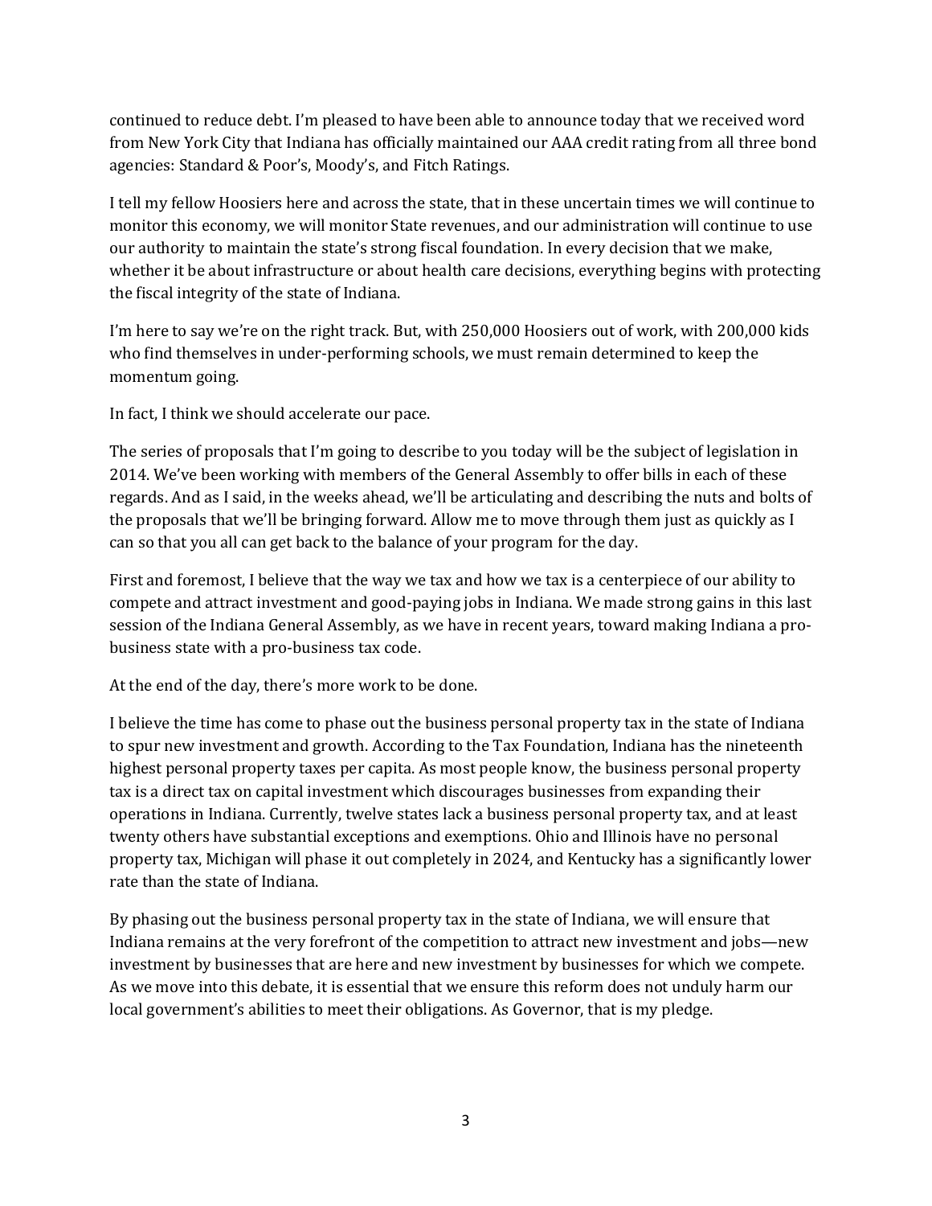continued to reduce debt. I'm pleased to have been able to announce today that we received word from New York City that Indiana has officially maintained our AAA credit rating from all three bond agencies: Standard & Poor's, Moody's, and Fitch Ratings.

I tell my fellow Hoosiers here and across the state, that in these uncertain times we will continue to monitor this economy, we will monitor State revenues, and our administration will continue to use our authority to maintain the state's strong fiscal foundation. In every decision that we make, whether it be about infrastructure or about health care decisions, everything begins with protecting the fiscal integrity of the state of Indiana.

I'm here to say we're on the right track. But, with 250,000 Hoosiers out of work, with 200,000 kids who find themselves in under-performing schools, we must remain determined to keep the momentum going.

In fact, I think we should accelerate our pace.

The series of proposals that I'm going to describe to you today will be the subject of legislation in 2014. We've been working with members of the General Assembly to offer bills in each of these regards. And as I said, in the weeks ahead, we'll be articulating and describing the nuts and bolts of the proposals that we'll be bringing forward. Allow me to move through them just as quickly as I can so that you all can get back to the balance of your program for the day.

First and foremost, I believe that the way we tax and how we tax is a centerpiece of our ability to compete and attract investment and good-paying jobs in Indiana. We made strong gains in this last session of the Indiana General Assembly, as we have in recent years, toward making Indiana a pro-business state with a pro-business tax code.

At the end of the day, there's more work to be done.

I believe the time has come to phase out the business personal property tax in the state of Indiana to spur new investment and growth. According to the Tax Foundation, Indiana has the nineteenth highest personal property taxes per capita. As most people know, the business personal property tax is a direct tax on capital investment which discourages businesses from expanding their operations in Indiana. Currently, twelve states lack a business personal property tax, and at least twenty others have substantial exceptions and exemptions. Ohio and Illinois have no personal property tax, Michigan will phase it out completely in 2024, and Kentucky has a significantly lower rate than the state of Indiana.

By phasing out the business personal property tax in the state of Indiana, we will ensure that Indiana remains at the very forefront of the competition to attract new investment and jobs—new investment by businesses that are here and new investment by businesses for which we compete. As we move into this debate, it is essential that we ensure this reform does not unduly harm our local government's abilities to meet their obligations. As Governor, that is my pledge.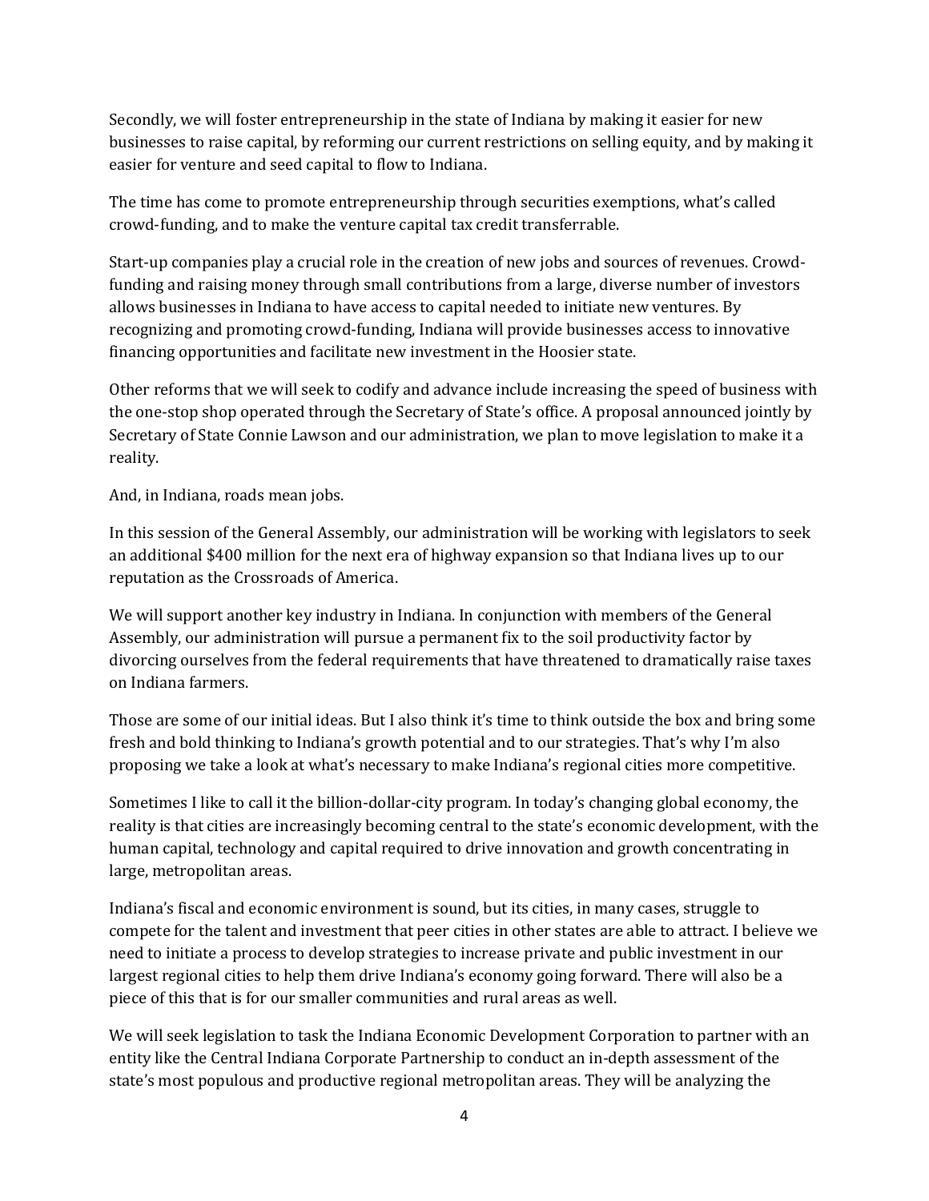Secondly, we will foster entrepreneurship in the state of Indiana by making it easier for new businesses to raise capital, by reforming our current restrictions on selling equity, and by making it easier for venture and seed capital to flow to Indiana.

The time has come to promote entrepreneurship through securities exemptions, what's called crowd-funding, and to make the venture capital tax credit transferrable.

Start-up companies play a crucial role in the creation of new jobs and sources of revenues. Crowd-funding and raising money through small contributions from a large, diverse number of investors allows businesses in Indiana to have access to capital needed to initiate new ventures. By recognizing and promoting crowd-funding, Indiana will provide businesses access to innovative financing opportunities and facilitate new investment in the Hoosier state.

Other reforms that we will seek to codify and advance include increasing the speed of business with the one-stop shop operated through the Secretary of State's office. A proposal announced jointly by Secretary of State Connie Lawson and our administration, we plan to move legislation to make it a reality.

And, in Indiana, roads mean jobs.

In this session of the General Assembly, our administration will be working with legislators to seek an additional $400 million for the next era of highway expansion so that Indiana lives up to our reputation as the Crossroads of America.

We will support another key industry in Indiana. In conjunction with members of the General Assembly, our administration will pursue a permanent fix to the soil productivity factor by divorcing ourselves from the federal requirements that have threatened to dramatically raise taxes on Indiana farmers.

Those are some of our initial ideas. But I also think it's time to think outside the box and bring some fresh and bold thinking to Indiana's growth potential and to our strategies. That's why I'm also proposing we take a look at what's necessary to make Indiana's regional cities more competitive.

Sometimes I like to call it the billion-dollar-city program. In today's changing global economy, the reality is that cities are increasingly becoming central to the state's economic development, with the human capital, technology and capital required to drive innovation and growth concentrating in large, metropolitan areas.

Indiana's fiscal and economic environment is sound, but its cities, in many cases, struggle to compete for the talent and investment that peer cities in other states are able to attract. I believe we need to initiate a process to develop strategies to increase private and public investment in our largest regional cities to help them drive Indiana's economy going forward. There will also be a piece of this that is for our smaller communities and rural areas as well.

We will seek legislation to task the Indiana Economic Development Corporation to partner with an entity like the Central Indiana Corporate Partnership to conduct an in-depth assessment of the state's most populous and productive regional metropolitan areas. They will be analyzing the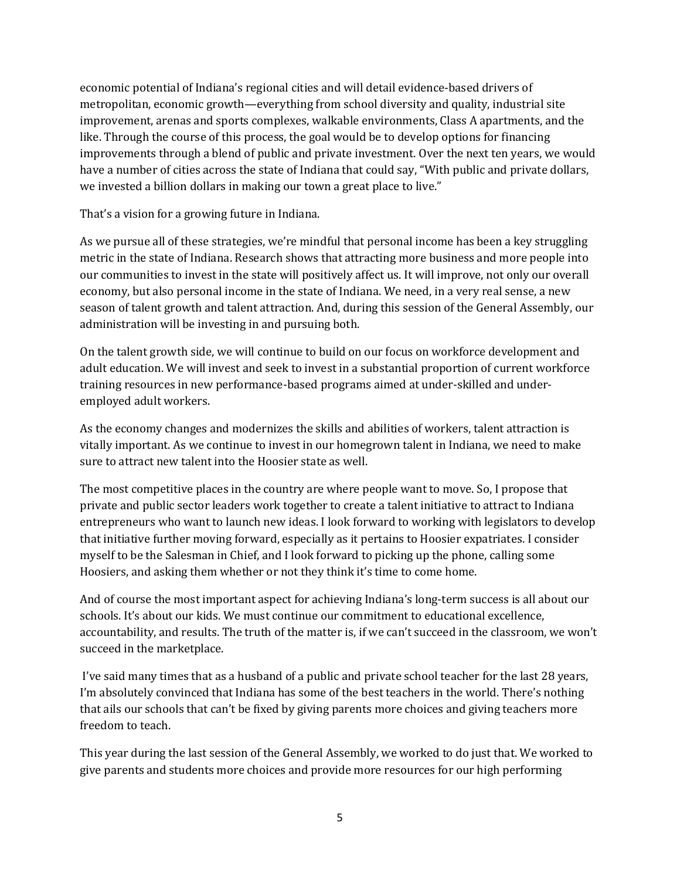economic potential of Indiana's regional cities and will detail evidence-based drivers of metropolitan, economic growth—everything from school diversity and quality, industrial site improvement, arenas and sports complexes, walkable environments, Class A apartments, and the like. Through the course of this process, the goal would be to develop options for financing improvements through a blend of public and private investment. Over the next ten years, we would have a number of cities across the state of Indiana that could say, "With public and private dollars, we invested a billion dollars in making our town a great place to live."

That's a vision for a growing future in Indiana.

As we pursue all of these strategies, we're mindful that personal income has been a key struggling metric in the state of Indiana. Research shows that attracting more business and more people into our communities to invest in the state will positively affect us. It will improve, not only our overall economy, but also personal income in the state of Indiana. We need, in a very real sense, a new season of talent growth and talent attraction. And, during this session of the General Assembly, our administration will be investing in and pursuing both.

On the talent growth side, we will continue to build on our focus on workforce development and adult education. We will invest and seek to invest in a substantial proportion of current workforce training resources in new performance-based programs aimed at under-skilled and under-employed adult workers.

As the economy changes and modernizes the skills and abilities of workers, talent attraction is vitally important. As we continue to invest in our homegrown talent in Indiana, we need to make sure to attract new talent into the Hoosier state as well.

The most competitive places in the country are where people want to move. So, I propose that private and public sector leaders work together to create a talent initiative to attract to Indiana entrepreneurs who want to launch new ideas. I look forward to working with legislators to develop that initiative further moving forward, especially as it pertains to Hoosier expatriates. I consider myself to be the Salesman in Chief, and I look forward to picking up the phone, calling some Hoosiers, and asking them whether or not they think it's time to come home.

And of course the most important aspect for achieving Indiana's long-term success is all about our schools. It's about our kids. We must continue our commitment to educational excellence, accountability, and results. The truth of the matter is, if we can't succeed in the classroom, we won't succeed in the marketplace.

I've said many times that as a husband of a public and private school teacher for the last 28 years, I'm absolutely convinced that Indiana has some of the best teachers in the world. There's nothing that ails our schools that can't be fixed by giving parents more choices and giving teachers more freedom to teach.

This year during the last session of the General Assembly, we worked to do just that. We worked to give parents and students more choices and provide more resources for our high performing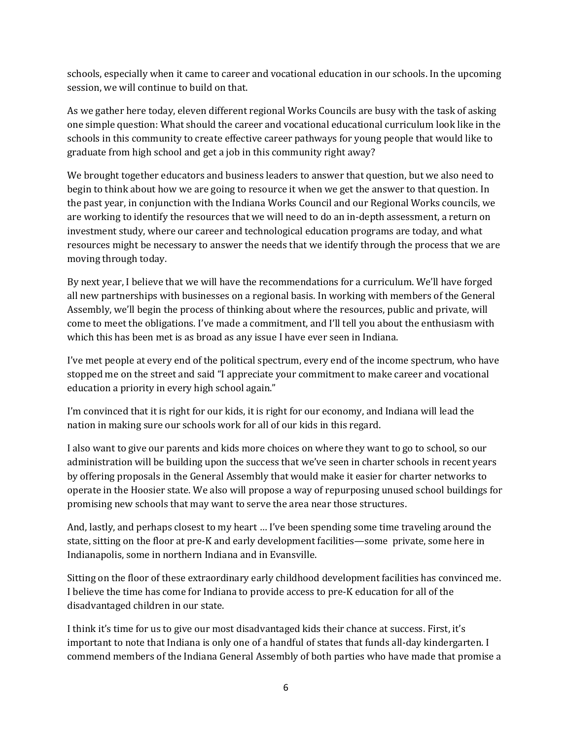schools, especially when it came to career and vocational education in our schools. In the upcoming session, we will continue to build on that.

As we gather here today, eleven different regional Works Councils are busy with the task of asking one simple question: What should the career and vocational educational curriculum look like in the schools in this community to create effective career pathways for young people that would like to graduate from high school and get a job in this community right away?

We brought together educators and business leaders to answer that question, but we also need to begin to think about how we are going to resource it when we get the answer to that question. In the past year, in conjunction with the Indiana Works Council and our Regional Works councils, we are working to identify the resources that we will need to do an in-depth assessment, a return on investment study, where our career and technological education programs are today, and what resources might be necessary to answer the needs that we identify through the process that we are moving through today.

By next year, I believe that we will have the recommendations for a curriculum. We'll have forged all new partnerships with businesses on a regional basis. In working with members of the General Assembly, we'll begin the process of thinking about where the resources, public and private, will come to meet the obligations. I've made a commitment, and I'll tell you about the enthusiasm with which this has been met is as broad as any issue I have ever seen in Indiana.

I've met people at every end of the political spectrum, every end of the income spectrum, who have stopped me on the street and said "I appreciate your commitment to make career and vocational education a priority in every high school again."

I'm convinced that it is right for our kids, it is right for our economy, and Indiana will lead the nation in making sure our schools work for all of our kids in this regard.

I also want to give our parents and kids more choices on where they want to go to school, so our administration will be building upon the success that we've seen in charter schools in recent years by offering proposals in the General Assembly that would make it easier for charter networks to operate in the Hoosier state. We also will propose a way of repurposing unused school buildings for promising new schools that may want to serve the area near those structures.

And, lastly, and perhaps closest to my heart … I've been spending some time traveling around the state, sitting on the floor at pre-K and early development facilities—some private, some here in Indianapolis, some in northern Indiana and in Evansville.

Sitting on the floor of these extraordinary early childhood development facilities has convinced me. I believe the time has come for Indiana to provide access to pre-K education for all of the disadvantaged children in our state.

I think it's time for us to give our most disadvantaged kids their chance at success. First, it's important to note that Indiana is only one of a handful of states that funds all-day kindergarten. I commend members of the Indiana General Assembly of both parties who have made that promise a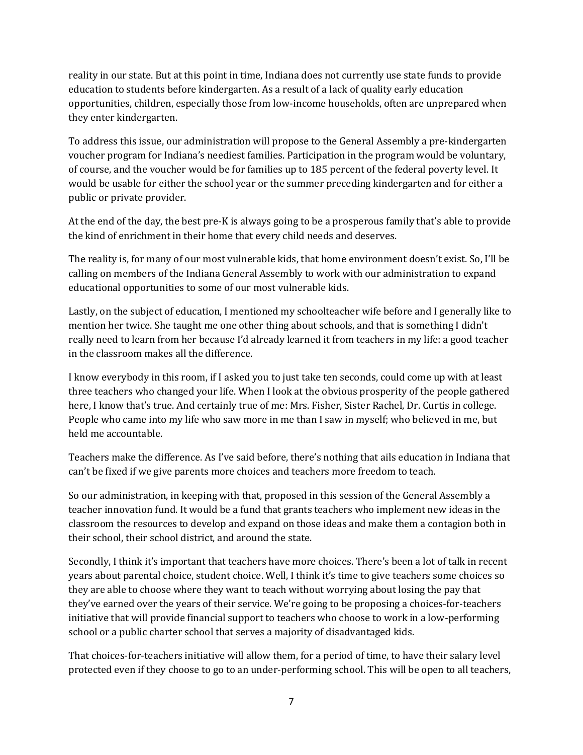reality in our state. But at this point in time, Indiana does not currently use state funds to provide education to students before kindergarten. As a result of a lack of quality early education opportunities, children, especially those from low-income households, often are unprepared when they enter kindergarten.

To address this issue, our administration will propose to the General Assembly a pre-kindergarten voucher program for Indiana's neediest families. Participation in the program would be voluntary, of course, and the voucher would be for families up to 185 percent of the federal poverty level. It would be usable for either the school year or the summer preceding kindergarten and for either a public or private provider.

At the end of the day, the best pre-K is always going to be a prosperous family that's able to provide the kind of enrichment in their home that every child needs and deserves.

The reality is, for many of our most vulnerable kids, that home environment doesn't exist. So, I'll be calling on members of the Indiana General Assembly to work with our administration to expand educational opportunities to some of our most vulnerable kids.

Lastly, on the subject of education, I mentioned my schoolteacher wife before and I generally like to mention her twice. She taught me one other thing about schools, and that is something I didn't really need to learn from her because I'd already learned it from teachers in my life: a good teacher in the classroom makes all the difference.

I know everybody in this room, if I asked you to just take ten seconds, could come up with at least three teachers who changed your life. When I look at the obvious prosperity of the people gathered here, I know that's true. And certainly true of me: Mrs. Fisher, Sister Rachel, Dr. Curtis in college. People who came into my life who saw more in me than I saw in myself; who believed in me, but held me accountable.

Teachers make the difference. As I've said before, there's nothing that ails education in Indiana that can't be fixed if we give parents more choices and teachers more freedom to teach.

So our administration, in keeping with that, proposed in this session of the General Assembly a teacher innovation fund. It would be a fund that grants teachers who implement new ideas in the classroom the resources to develop and expand on those ideas and make them a contagion both in their school, their school district, and around the state.

Secondly, I think it's important that teachers have more choices. There's been a lot of talk in recent years about parental choice, student choice. Well, I think it's time to give teachers some choices so they are able to choose where they want to teach without worrying about losing the pay that they've earned over the years of their service. We're going to be proposing a choices-for-teachers initiative that will provide financial support to teachers who choose to work in a low-performing school or a public charter school that serves a majority of disadvantaged kids.

That choices-for-teachers initiative will allow them, for a period of time, to have their salary level protected even if they choose to go to an under-performing school. This will be open to all teachers,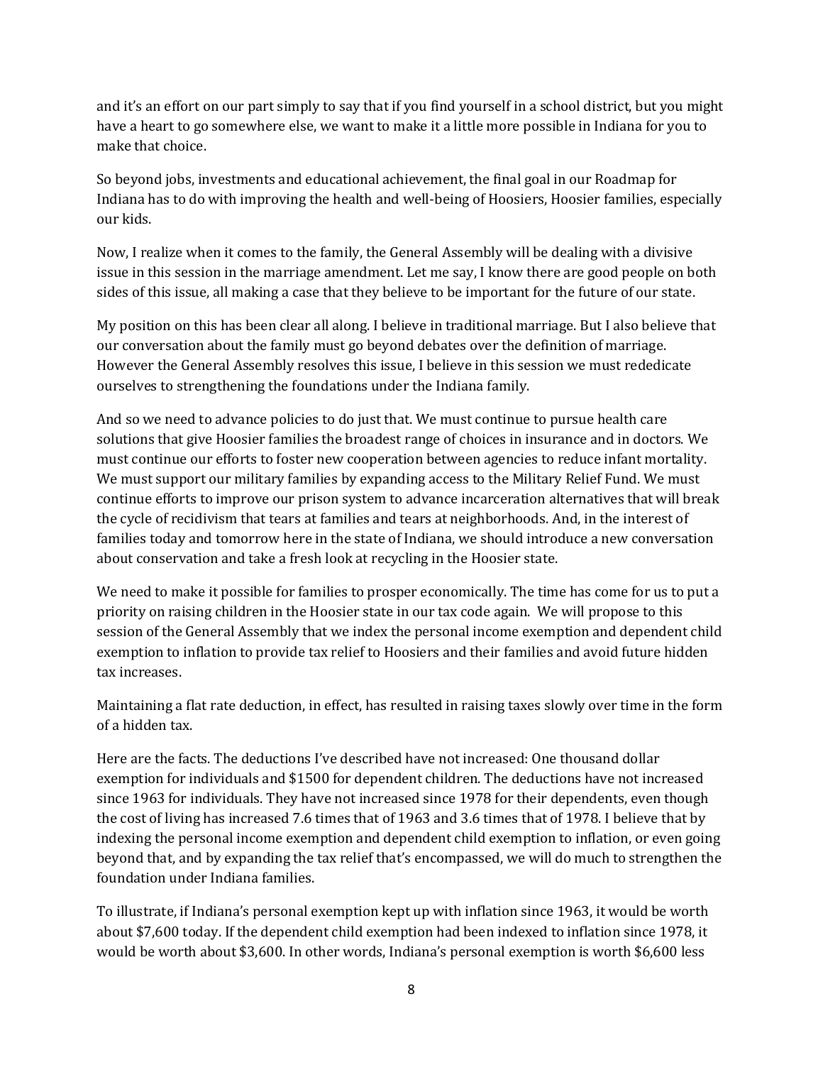and it's an effort on our part simply to say that if you find yourself in a school district, but you might have a heart to go somewhere else, we want to make it a little more possible in Indiana for you to make that choice.

So beyond jobs, investments and educational achievement, the final goal in our Roadmap for Indiana has to do with improving the health and well-being of Hoosiers, Hoosier families, especially our kids.

Now, I realize when it comes to the family, the General Assembly will be dealing with a divisive issue in this session in the marriage amendment. Let me say, I know there are good people on both sides of this issue, all making a case that they believe to be important for the future of our state.

My position on this has been clear all along. I believe in traditional marriage. But I also believe that our conversation about the family must go beyond debates over the definition of marriage. However the General Assembly resolves this issue, I believe in this session we must rededicate ourselves to strengthening the foundations under the Indiana family.

And so we need to advance policies to do just that. We must continue to pursue health care solutions that give Hoosier families the broadest range of choices in insurance and in doctors. We must continue our efforts to foster new cooperation between agencies to reduce infant mortality. We must support our military families by expanding access to the Military Relief Fund. We must continue efforts to improve our prison system to advance incarceration alternatives that will break the cycle of recidivism that tears at families and tears at neighborhoods. And, in the interest of families today and tomorrow here in the state of Indiana, we should introduce a new conversation about conservation and take a fresh look at recycling in the Hoosier state.

We need to make it possible for families to prosper economically. The time has come for us to put a priority on raising children in the Hoosier state in our tax code again. We will propose to this session of the General Assembly that we index the personal income exemption and dependent child exemption to inflation to provide tax relief to Hoosiers and their families and avoid future hidden tax increases.

Maintaining a flat rate deduction, in effect, has resulted in raising taxes slowly over time in the form of a hidden tax.

Here are the facts. The deductions I've described have not increased: One thousand dollar exemption for individuals and $1500 for dependent children. The deductions have not increased since 1963 for individuals. They have not increased since 1978 for their dependents, even though the cost of living has increased 7.6 times that of 1963 and 3.6 times that of 1978. I believe that by indexing the personal income exemption and dependent child exemption to inflation, or even going beyond that, and by expanding the tax relief that's encompassed, we will do much to strengthen the foundation under Indiana families.

To illustrate, if Indiana's personal exemption kept up with inflation since 1963, it would be worth about $7,600 today. If the dependent child exemption had been indexed to inflation since 1978, it would be worth about $3,600. In other words, Indiana's personal exemption is worth $6,600 less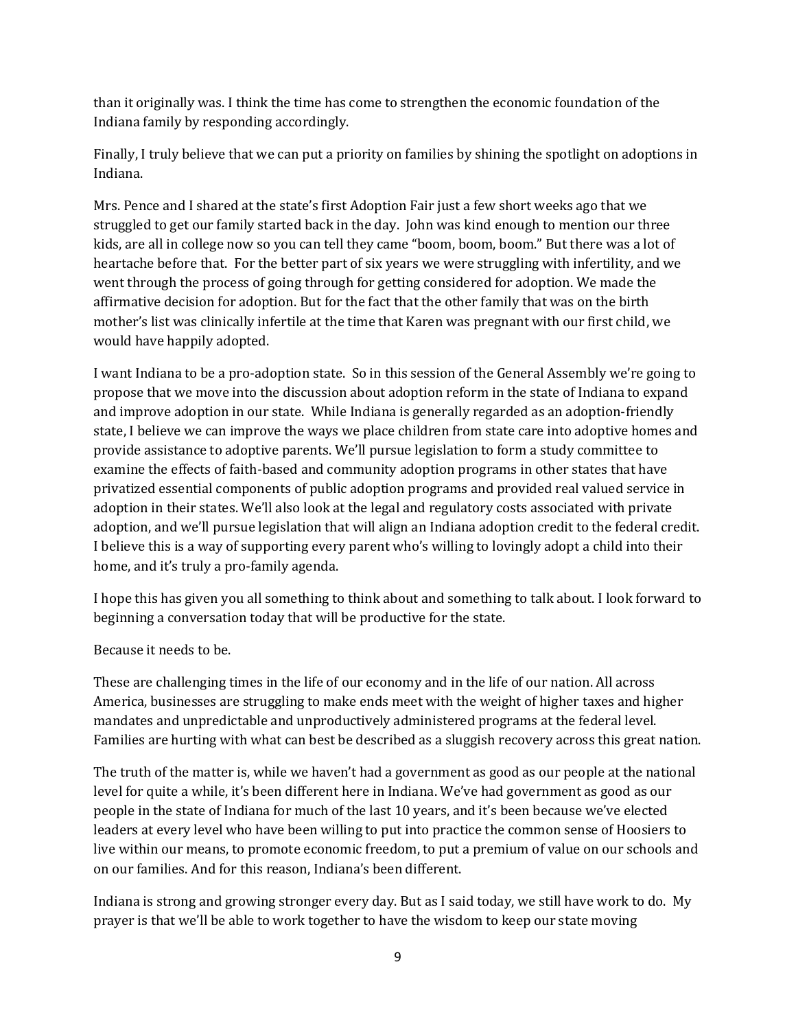than it originally was. I think the time has come to strengthen the economic foundation of the Indiana family by responding accordingly.

Finally, I truly believe that we can put a priority on families by shining the spotlight on adoptions in Indiana.

Mrs. Pence and I shared at the state's first Adoption Fair just a few short weeks ago that we struggled to get our family started back in the day. John was kind enough to mention our three kids, are all in college now so you can tell they came "boom, boom, boom." But there was a lot of heartache before that. For the better part of six years we were struggling with infertility, and we went through the process of going through for getting considered for adoption. We made the affirmative decision for adoption. But for the fact that the other family that was on the birth mother's list was clinically infertile at the time that Karen was pregnant with our first child, we would have happily adopted.

I want Indiana to be a pro-adoption state. So in this session of the General Assembly we're going to propose that we move into the discussion about adoption reform in the state of Indiana to expand and improve adoption in our state. While Indiana is generally regarded as an adoption-friendly state, I believe we can improve the ways we place children from state care into adoptive homes and provide assistance to adoptive parents. We'll pursue legislation to form a study committee to examine the effects of faith-based and community adoption programs in other states that have privatized essential components of public adoption programs and provided real valued service in adoption in their states. We'll also look at the legal and regulatory costs associated with private adoption, and we'll pursue legislation that will align an Indiana adoption credit to the federal credit. I believe this is a way of supporting every parent who's willing to lovingly adopt a child into their home, and it's truly a pro-family agenda.

I hope this has given you all something to think about and something to talk about. I look forward to beginning a conversation today that will be productive for the state.

Because it needs to be.

These are challenging times in the life of our economy and in the life of our nation. All across America, businesses are struggling to make ends meet with the weight of higher taxes and higher mandates and unpredictable and unproductively administered programs at the federal level. Families are hurting with what can best be described as a sluggish recovery across this great nation.

The truth of the matter is, while we haven't had a government as good as our people at the national level for quite a while, it's been different here in Indiana. We've had government as good as our people in the state of Indiana for much of the last 10 years, and it's been because we've elected leaders at every level who have been willing to put into practice the common sense of Hoosiers to live within our means, to promote economic freedom, to put a premium of value on our schools and on our families. And for this reason, Indiana's been different.

Indiana is strong and growing stronger every day. But as I said today, we still have work to do. My prayer is that we'll be able to work together to have the wisdom to keep our state moving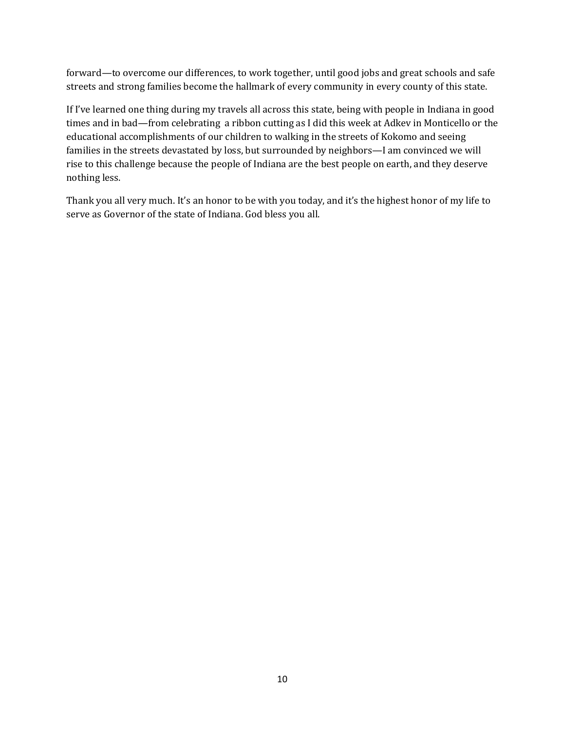forward—to overcome our differences, to work together, until good jobs and great schools and safe streets and strong families become the hallmark of every community in every county of this state.

If I've learned one thing during my travels all across this state, being with people in Indiana in good times and in bad—from celebrating a ribbon cutting as I did this week at Adkev in Monticello or the educational accomplishments of our children to walking in the streets of Kokomo and seeing families in the streets devastated by loss, but surrounded by neighbors—I am convinced we will rise to this challenge because the people of Indiana are the best people on earth, and they deserve nothing less.

Thank you all very much. It's an honor to be with you today, and it's the highest honor of my life to serve as Governor of the state of Indiana. God bless you all.